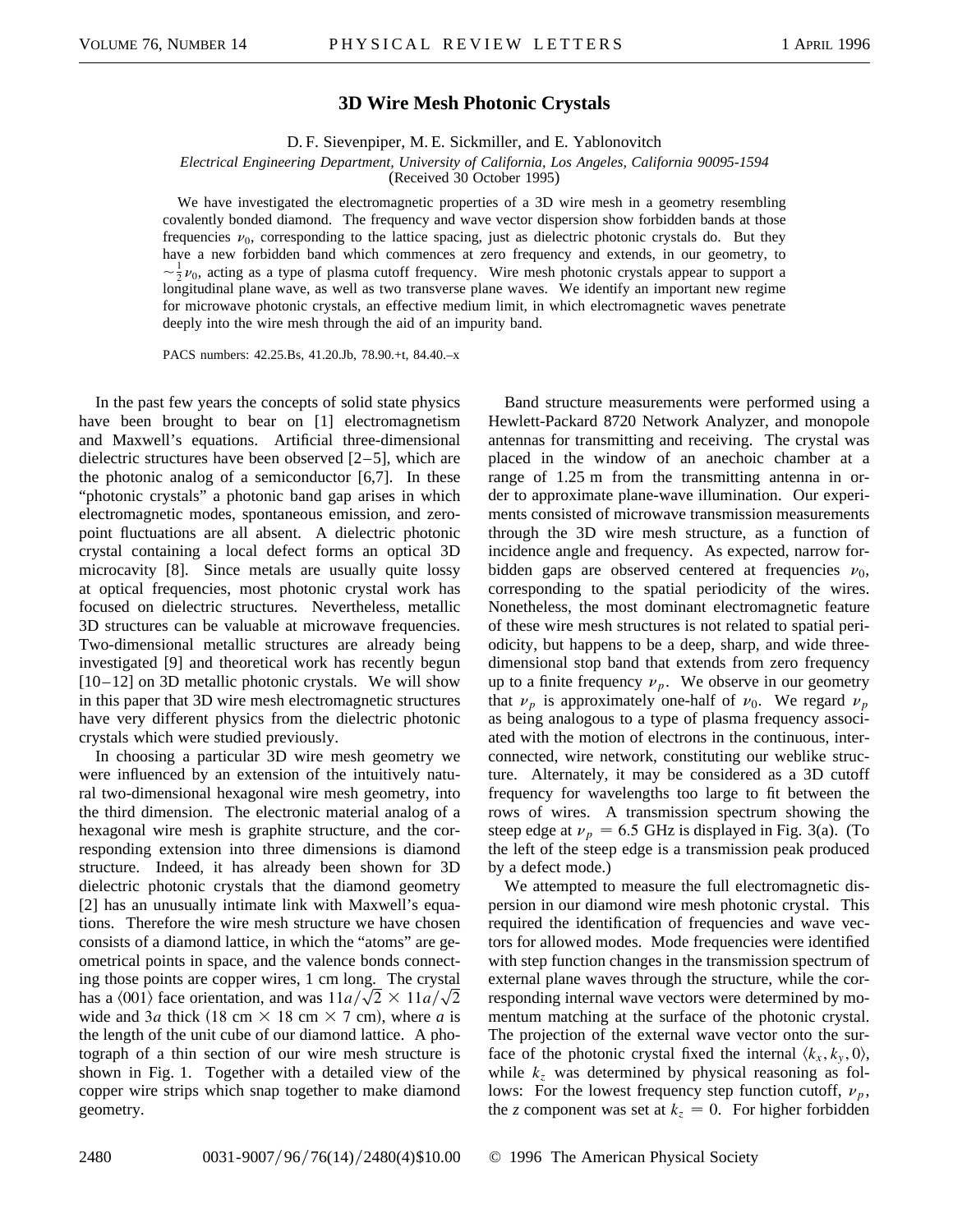# 3D Wire Mesh Photonic Crystals

D. F. Sievenpiper, M. E. Sickmiller, and E. Yablonovitch

*Electrical Engineering Department, University of California, Los Angeles, California 90095-1594*
(Received 30 October 1995)

We have investigated the electromagnetic properties of a 3D wire mesh in a geometry resembling covalently bonded diamond. The frequency and wave vector dispersion show forbidden bands at those frequencies $\nu_0$, corresponding to the lattice spacing, just as dielectric photonic crystals do. But they have a new forbidden band which commences at zero frequency and extends, in our geometry, to $\sim\frac{1}{2}\nu_0$, acting as a type of plasma cutoff frequency. Wire mesh photonic crystals appear to support a longitudinal plane wave, as well as two transverse plane waves. We identify an important new regime for microwave photonic crystals, an effective medium limit, in which electromagnetic waves penetrate deeply into the wire mesh through the aid of an impurity band.

PACS numbers: 42.25.Bs, 41.20.Jb, 78.90.+t, 84.40.–x

In the past few years the concepts of solid state physics have been brought to bear on [1] electromagnetism and Maxwell's equations. Artificial three-dimensional dielectric structures have been observed [2–5], which are the photonic analog of a semiconductor [6,7]. In these "photonic crystals" a photonic band gap arises in which electromagnetic modes, spontaneous emission, and zero-point fluctuations are all absent. A dielectric photonic crystal containing a local defect forms an optical 3D microcavity [8]. Since metals are usually quite lossy at optical frequencies, most photonic crystal work has focused on dielectric structures. Nevertheless, metallic 3D structures can be valuable at microwave frequencies. Two-dimensional metallic structures are already being investigated [9] and theoretical work has recently begun [10–12] on 3D metallic photonic crystals. We will show in this paper that 3D wire mesh electromagnetic structures have very different physics from the dielectric photonic crystals which were studied previously.

In choosing a particular 3D wire mesh geometry we were influenced by an extension of the intuitively natural two-dimensional hexagonal wire mesh geometry, into the third dimension. The electronic material analog of a hexagonal wire mesh is graphite structure, and the corresponding extension into three dimensions is diamond structure. Indeed, it has already been shown for 3D dielectric photonic crystals that the diamond geometry [2] has an unusually intimate link with Maxwell's equations. Therefore the wire mesh structure we have chosen consists of a diamond lattice, in which the "atoms" are geometrical points in space, and the valence bonds connecting those points are copper wires, 1 cm long. The crystal has a $\langle 001 \rangle$ face orientation, and was $11a/\sqrt{2} \times 11a/\sqrt{2}$ wide and $3a$ thick (18 cm × 18 cm × 7 cm), where $a$ is the length of the unit cube of our diamond lattice. A photograph of a thin section of our wire mesh structure is shown in Fig. 1. Together with a detailed view of the copper wire strips which snap together to make diamond geometry.

Band structure measurements were performed using a Hewlett-Packard 8720 Network Analyzer, and monopole antennas for transmitting and receiving. The crystal was placed in the window of an anechoic chamber at a range of 1.25 m from the transmitting antenna in order to approximate plane-wave illumination. Our experiments consisted of microwave transmission measurements through the 3D wire mesh structure, as a function of incidence angle and frequency. As expected, narrow forbidden gaps are observed centered at frequencies $\nu_0$, corresponding to the spatial periodicity of the wires. Nonetheless, the most dominant electromagnetic feature of these wire mesh structures is not related to spatial periodicity, but happens to be a deep, sharp, and wide three-dimensional stop band that extends from zero frequency up to a finite frequency $\nu_p$. We observe in our geometry that $\nu_p$ is approximately one-half of $\nu_0$. We regard $\nu_p$ as being analogous to a type of plasma frequency associated with the motion of electrons in the continuous, interconnected, wire network, constituting our weblike structure. Alternately, it may be considered as a 3D cutoff frequency for wavelengths too large to fit between the rows of wires. A transmission spectrum showing the steep edge at $\nu_p = 6.5$ GHz is displayed in Fig. 3(a). (To the left of the steep edge is a transmission peak produced by a defect mode.)

We attempted to measure the full electromagnetic dispersion in our diamond wire mesh photonic crystal. This required the identification of frequencies and wave vectors for allowed modes. Mode frequencies were identified with step function changes in the transmission spectrum of external plane waves through the structure, while the corresponding internal wave vectors were determined by momentum matching at the surface of the photonic crystal. The projection of the external wave vector onto the surface of the photonic crystal fixed the internal $\langle k_x, k_y, 0 \rangle$, while $k_z$ was determined by physical reasoning as follows: For the lowest frequency step function cutoff, $\nu_p$, the $z$ component was set at $k_z = 0$. For higher forbidden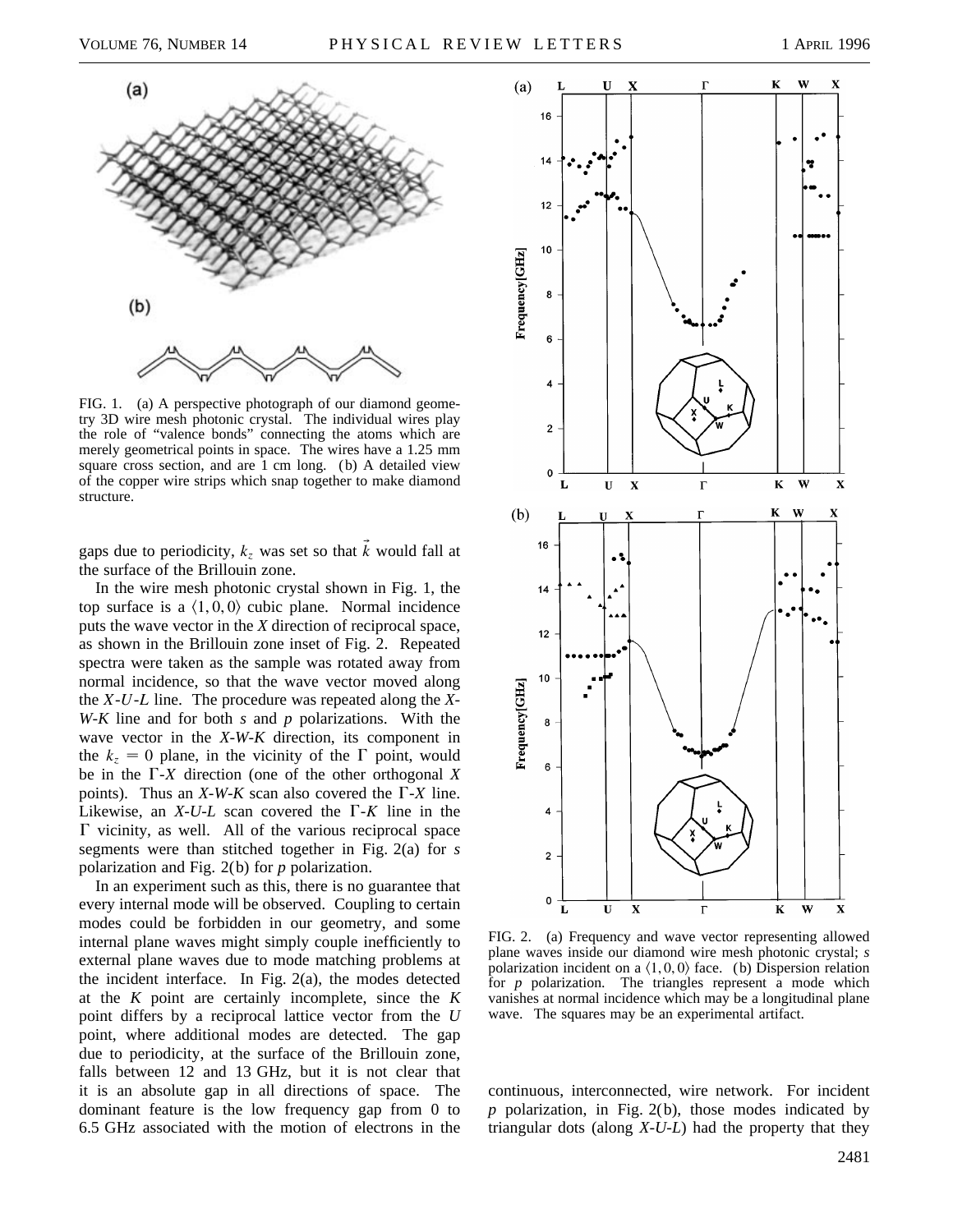FIG. 1. (a) A perspective photograph of our diamond geometry 3D wire mesh photonic crystal. The individual wires play the role of "valence bonds" connecting the atoms which are merely geometrical points in space. The wires have a 1.25 mm square cross section, and are 1 cm long. (b) A detailed view of the copper wire strips which snap together to make diamond structure.

gaps due to periodicity, $k_z$ was set so that $\vec{k}$ would fall at the surface of the Brillouin zone.

In the wire mesh photonic crystal shown in Fig. 1, the top surface is a $\langle 1,0,0 \rangle$ cubic plane. Normal incidence puts the wave vector in the *X* direction of reciprocal space, as shown in the Brillouin zone inset of Fig. 2. Repeated spectra were taken as the sample was rotated away from normal incidence, so that the wave vector moved along the *X*-*U*-*L* line. The procedure was repeated along the *X*-*W*-*K* line and for both *s* and *p* polarizations. With the wave vector in the *X*-*W*-*K* direction, its component in the $k_z = 0$ plane, in the vicinity of the Γ point, would be in the Γ-*X* direction (one of the other orthogonal *X* points). Thus an *X*-*W*-*K* scan also covered the Γ-*X* line. Likewise, an *X*-*U*-*L* scan covered the Γ-*K* line in the Γ vicinity, as well. All of the various reciprocal space segments were than stitched together in Fig. 2(a) for *s* polarization and Fig. 2(b) for *p* polarization.

In an experiment such as this, there is no guarantee that every internal mode will be observed. Coupling to certain modes could be forbidden in our geometry, and some internal plane waves might simply couple inefficiently to external plane waves due to mode matching problems at the incident interface. In Fig. 2(a), the modes detected at the *K* point are certainly incomplete, since the *K* point differs by a reciprocal lattice vector from the *U* point, where additional modes are detected. The gap due to periodicity, at the surface of the Brillouin zone, falls between 12 and 13 GHz, but it is not clear that it is an absolute gap in all directions of space. The dominant feature is the low frequency gap from 0 to 6.5 GHz associated with the motion of electrons in the continuous, interconnected, wire network. For incident *p* polarization, in Fig. 2(b), those modes indicated by triangular dots (along *X*-*U*-*L*) had the property that they

FIG. 2. (a) Frequency and wave vector representing allowed plane waves inside our diamond wire mesh photonic crystal; *s* polarization incident on a $\langle 1,0,0 \rangle$ face. (b) Dispersion relation for *p* polarization. The triangles represent a mode which vanishes at normal incidence which may be a longitudinal plane wave. The squares may be an experimental artifact.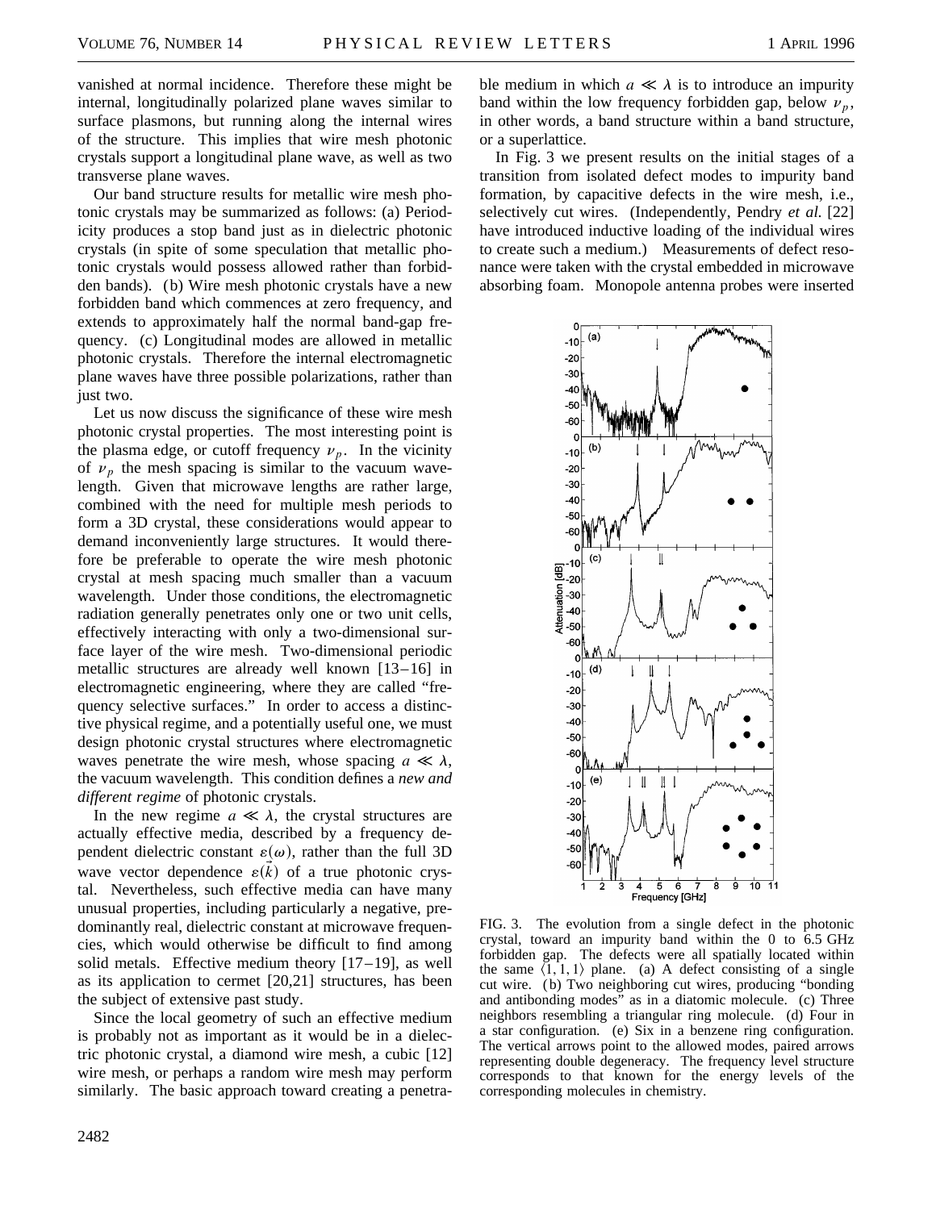vanished at normal incidence. Therefore these might be internal, longitudinally polarized plane waves similar to surface plasmons, but running along the internal wires of the structure. This implies that wire mesh photonic crystals support a longitudinal plane wave, as well as two transverse plane waves.

Our band structure results for metallic wire mesh photonic crystals may be summarized as follows: (a) Periodicity produces a stop band just as in dielectric photonic crystals (in spite of some speculation that metallic photonic crystals would possess allowed rather than forbidden bands). (b) Wire mesh photonic crystals have a new forbidden band which commences at zero frequency, and extends to approximately half the normal band-gap frequency. (c) Longitudinal modes are allowed in metallic photonic crystals. Therefore the internal electromagnetic plane waves have three possible polarizations, rather than just two.

Let us now discuss the significance of these wire mesh photonic crystal properties. The most interesting point is the plasma edge, or cutoff frequency $\nu_p$. In the vicinity of $\nu_p$ the mesh spacing is similar to the vacuum wavelength. Given that microwave lengths are rather large, combined with the need for multiple mesh periods to form a 3D crystal, these considerations would appear to demand inconveniently large structures. It would therefore be preferable to operate the wire mesh photonic crystal at mesh spacing much smaller than a vacuum wavelength. Under those conditions, the electromagnetic radiation generally penetrates only one or two unit cells, effectively interacting with only a two-dimensional surface layer of the wire mesh. Two-dimensional periodic metallic structures are already well known [13–16] in electromagnetic engineering, where they are called "frequency selective surfaces." In order to access a distinctive physical regime, and a potentially useful one, we must design photonic crystal structures where electromagnetic waves penetrate the wire mesh, whose spacing $a \ll \lambda$, the vacuum wavelength. This condition defines a *new and different regime* of photonic crystals.

In the new regime $a \ll \lambda$, the crystal structures are actually effective media, described by a frequency dependent dielectric constant $\varepsilon(\omega)$, rather than the full 3D wave vector dependence $\varepsilon(\vec{k})$ of a true photonic crystal. Nevertheless, such effective media can have many unusual properties, including particularly a negative, predominantly real, dielectric constant at microwave frequencies, which would otherwise be difficult to find among solid metals. Effective medium theory [17–19], as well as its application to cermet [20,21] structures, has been the subject of extensive past study.

Since the local geometry of such an effective medium is probably not as important as it would be in a dielectric photonic crystal, a diamond wire mesh, a cubic [12] wire mesh, or perhaps a random wire mesh may perform similarly. The basic approach toward creating a penetrable medium in which $a \ll \lambda$ is to introduce an impurity band within the low frequency forbidden gap, below $\nu_p$, in other words, a band structure within a band structure, or a superlattice.

In Fig. 3 we present results on the initial stages of a transition from isolated defect modes to impurity band formation, by capacitive defects in the wire mesh, i.e., selectively cut wires. (Independently, Pendry *et al.* [22] have introduced inductive loading of the individual wires to create such a medium.) Measurements of defect resonance were taken with the crystal embedded in microwave absorbing foam. Monopole antenna probes were inserted

FIG. 3. The evolution from a single defect in the photonic crystal, toward an impurity band within the 0 to 6.5 GHz forbidden gap. The defects were all spatially located within the same $\langle 1, 1, 1 \rangle$ plane. (a) A defect consisting of a single cut wire. (b) Two neighboring cut wires, producing "bonding and antibonding modes" as in a diatomic molecule. (c) Three neighbors resembling a triangular ring molecule. (d) Four in a star configuration. (e) Six in a benzene ring configuration. The vertical arrows point to the allowed modes, paired arrows representing double degeneracy. The frequency level structure corresponds to that known for the energy levels of the corresponding molecules in chemistry.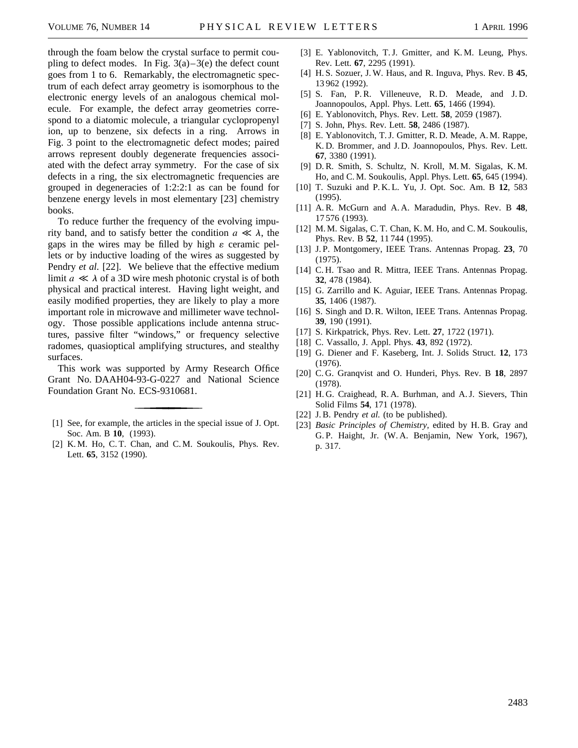through the foam below the crystal surface to permit coupling to defect modes. In Fig. 3(a)–3(e) the defect count goes from 1 to 6. Remarkably, the electromagnetic spectrum of each defect array geometry is isomorphous to the electronic energy levels of an analogous chemical molecule. For example, the defect array geometries correspond to a diatomic molecule, a triangular cyclopropenyl ion, up to benzene, six defects in a ring. Arrows in Fig. 3 point to the electromagnetic defect modes; paired arrows represent doubly degenerate frequencies associated with the defect array symmetry. For the case of six defects in a ring, the six electromagnetic frequencies are grouped in degeneracies of 1:2:2:1 as can be found for benzene energy levels in most elementary [23] chemistry books.

To reduce further the frequency of the evolving impurity band, and to satisfy better the condition $a \ll \lambda$, the gaps in the wires may be filled by high $\varepsilon$ ceramic pellets or by inductive loading of the wires as suggested by Pendry *et al.* [22]. We believe that the effective medium limit $a \ll \lambda$ of a 3D wire mesh photonic crystal is of both physical and practical interest. Having light weight, and easily modified properties, they are likely to play a more important role in microwave and millimeter wave technology. Those possible applications include antenna structures, passive filter "windows," or frequency selective radomes, quasioptical amplifying structures, and stealthy surfaces.

This work was supported by Army Research Office Grant No. DAAH04-93-G-0227 and National Science Foundation Grant No. ECS-9310681.

---

[1] See, for example, the articles in the special issue of J. Opt. Soc. Am. B **10**, (1993).

[2] K.M. Ho, C.T. Chan, and C.M. Soukoulis, Phys. Rev. Lett. **65**, 3152 (1990).

[3] E. Yablonovitch, T.J. Gmitter, and K.M. Leung, Phys. Rev. Lett. **67**, 2295 (1991).

[4] H.S. Sozuer, J.W. Haus, and R. Inguva, Phys. Rev. B **45**, 13 962 (1992).

[5] S. Fan, P.R. Villeneuve, R.D. Meade, and J.D. Joannopoulos, Appl. Phys. Lett. **65**, 1466 (1994).

[6] E. Yablonovitch, Phys. Rev. Lett. **58**, 2059 (1987).

[7] S. John, Phys. Rev. Lett. **58**, 2486 (1987).

[8] E. Yablonovitch, T.J. Gmitter, R.D. Meade, A.M. Rappe, K.D. Brommer, and J.D. Joannopoulos, Phys. Rev. Lett. **67**, 3380 (1991).

[9] D.R. Smith, S. Schultz, N. Kroll, M.M. Sigalas, K.M. Ho, and C.M. Soukoulis, Appl. Phys. Lett. **65**, 645 (1994).

[10] T. Suzuki and P.K.L. Yu, J. Opt. Soc. Am. B **12**, 583 (1995).

[11] A.R. McGurn and A.A. Maradudin, Phys. Rev. B **48**, 17 576 (1993).

[12] M.M. Sigalas, C.T. Chan, K.M. Ho, and C.M. Soukoulis, Phys. Rev. B **52**, 11 744 (1995).

[13] J.P. Montgomery, IEEE Trans. Antennas Propag. **23**, 70 (1975).

[14] C.H. Tsao and R. Mittra, IEEE Trans. Antennas Propag. **32**, 478 (1984).

[15] G. Zarrillo and K. Aguiar, IEEE Trans. Antennas Propag. **35**, 1406 (1987).

[16] S. Singh and D.R. Wilton, IEEE Trans. Antennas Propag. **39**, 190 (1991).

[17] S. Kirkpatrick, Phys. Rev. Lett. **27**, 1722 (1971).

[18] C. Vassallo, J. Appl. Phys. **43**, 892 (1972).

[19] G. Diener and F. Kaseberg, Int. J. Solids Struct. **12**, 173 (1976).

[20] C.G. Granqvist and O. Hunderi, Phys. Rev. B **18**, 2897 (1978).

[21] H.G. Craighead, R.A. Burhman, and A.J. Sievers, Thin Solid Films **54**, 171 (1978).

[22] J.B. Pendry *et al.* (to be published).

[23] *Basic Principles of Chemistry*, edited by H.B. Gray and G.P. Haight, Jr. (W.A. Benjamin, New York, 1967), p. 317.